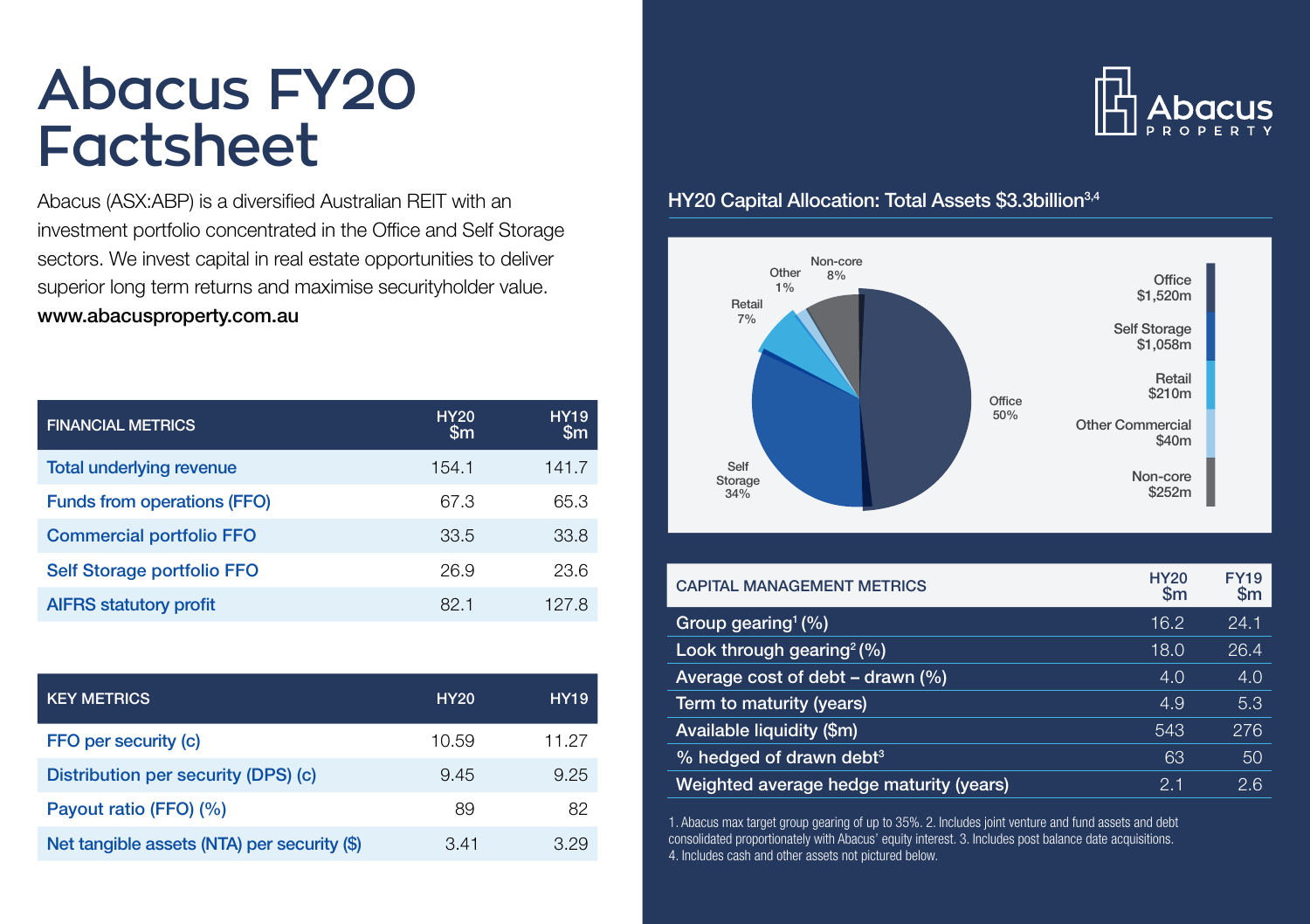# Abacus FY20 Factsheet

Abacus (ASX:ABP) is a diversified Australian REIT with an investment portfolio concentrated in the Office and Self Storage sectors. We invest capital in real estate opportunities to deliver superior long term returns and maximise securityholder value.

**www.abacusproperty.com.au**

| FINANCIAL METRICS | HY20 $m | HY19 $m |
|---|---|---|
| Total underlying revenue | 154.1 | 141.7 |
| Funds from operations (FFO) | 67.3 | 65.3 |
| Commercial portfolio FFO | 33.5 | 33.8 |
| Self Storage portfolio FFO | 26.9 | 23.6 |
| AIFRS statutory profit | 82.1 | 127.8 |

| KEY METRICS | HY20 | HY19 |
|---|---|---|
| FFO per security (c) | 10.59 | 11.27 |
| Distribution per security (DPS) (c) | 9.45 | 9.25 |
| Payout ratio (FFO) (%) | 89 | 82 |
| Net tangible assets (NTA) per security ($) | 3.41 | 3.29 |

Abacus PROPERTY

## HY20 Capital Allocation: Total Assets $3.3billion[3,4]

| Sector | % | $m |
|---|---|---|
| Office | 50% | $1,520m |
| Self Storage | 34% | $1,058m |
| Retail | 7% | $210m |
| Other Commercial | 1% | $40m |
| Non-core | 8% | $252m |

| CAPITAL MANAGEMENT METRICS | HY20 $m | FY19 $m |
|---|---|---|
| Group gearing[1] (%) | 16.2 | 24.1 |
| Look through gearing[2] (%) | 18.0 | 26.4 |
| Average cost of debt – drawn (%) | 4.0 | 4.0 |
| Term to maturity (years) | 4.9 | 5.3 |
| Available liquidity ($m) | 543 | 276 |
| % hedged of drawn debt[3] | 63 | 50 |
| Weighted average hedge maturity (years) | 2.1 | 2.6 |

1. Abacus max target group gearing of up to 35%. 2. Includes joint venture and fund assets and debt consolidated proportionately with Abacus' equity interest. 3. Includes post balance date acquisitions. 4. Includes cash and other assets not pictured below.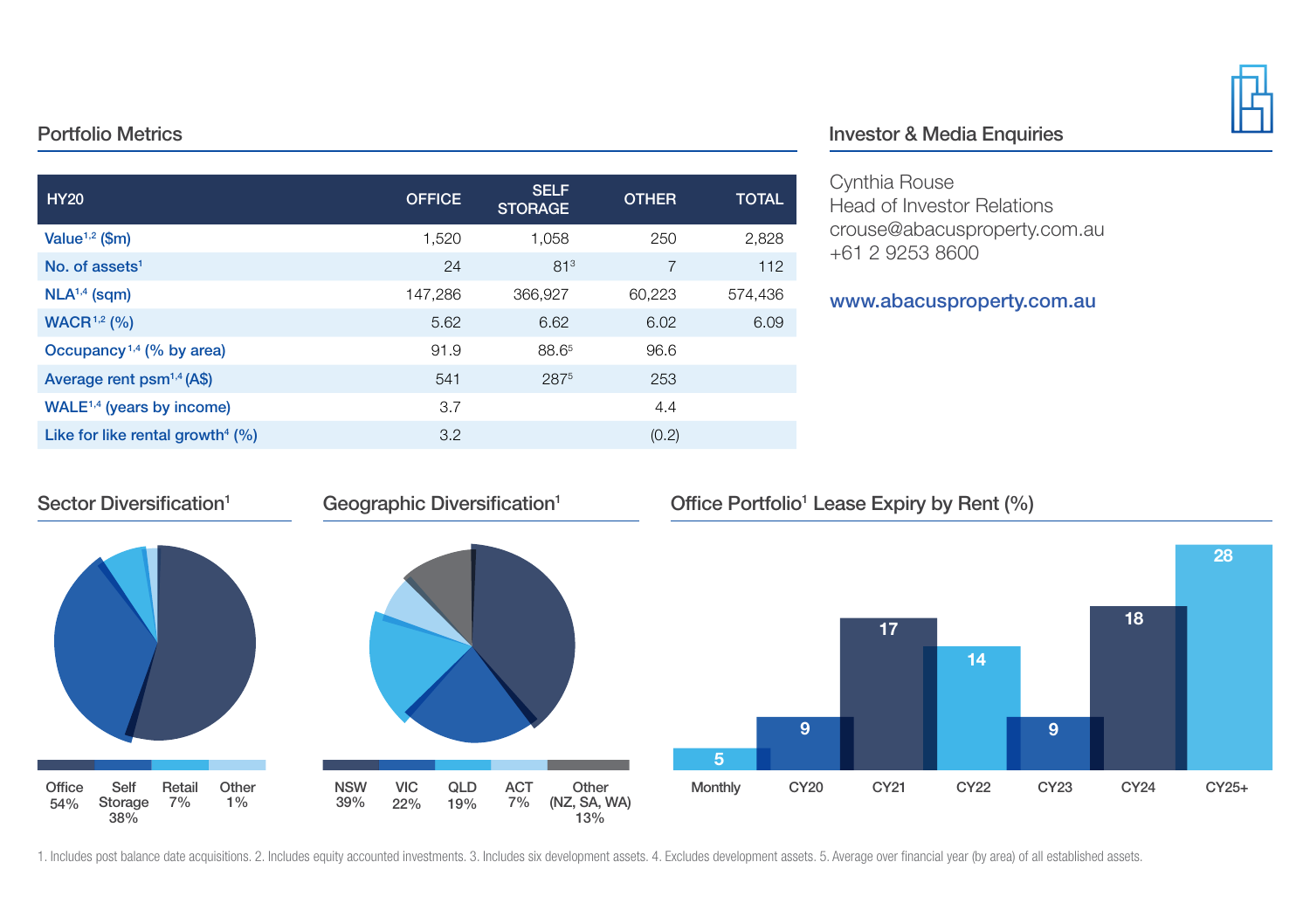## Portfolio Metrics

| HY20 | OFFICE | SELF STORAGE | OTHER | TOTAL |
|---|---|---|---|---|
| Value[1,2] ($m) | 1,520 | 1,058 | 250 | 2,828 |
| No. of assets[1] | 24 | 81[3] | 7 | 112 |
| NLA[1,4] (sqm) | 147,286 | 366,927 | 60,223 | 574,436 |
| WACR[1,2] (%) | 5.62 | 6.62 | 6.02 | 6.09 |
| Occupancy[1,4] (% by area) | 91.9 | 88.6[5] | 96.6 | |
| Average rent psm[1,4] (A$) | 541 | 287[5] | 253 | |
| WALE[1,4] (years by income) | 3.7 | | 4.4 | |
| Like for like rental growth[4] (%) | 3.2 | | (0.2) | |

## Investor & Media Enquiries

Cynthia Rouse
Head of Investor Relations
crouse@abacusproperty.com.au
+61 2 9253 8600

**www.abacusproperty.com.au**

## Sector Diversification[1]

Office 54%
Self Storage 38%
Retail 7%
Other 1%

## Geographic Diversification[1]

NSW 39%
VIC 22%
QLD 19%
ACT 7%
Other (NZ, SA, WA) 13%

## Office Portfolio[1] Lease Expiry by Rent (%)

5
9
17
14
9
18
28

Monthly CY20 CY21 CY22 CY23 CY24 CY25+

1. Includes post balance date acquisitions. 2. Includes equity accounted investments. 3. Includes six development assets. 4. Excludes development assets. 5. Average over financial year (by area) of all established assets.